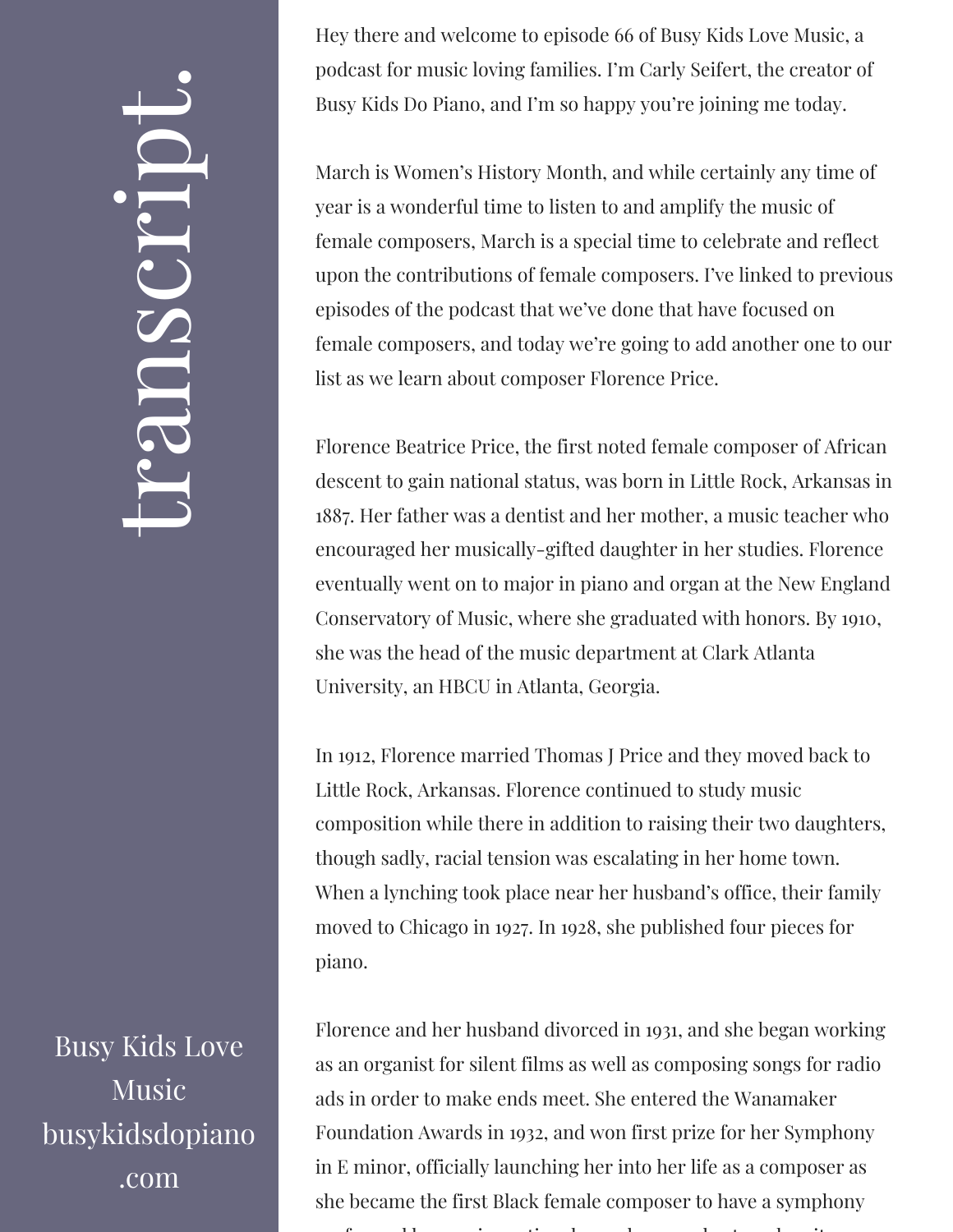# transcript.

Hey there and welcome to episode 66 of Busy Kids Love Music, a podcast for music loving families. I'm Carly Seifert, the creator of Busy Kids Do Piano, and I'm so happy you're joining me today.

March is Women's History Month, and while certainly any time of year is a wonderful time to listen to and amplify the music of female composers, March is a special time to celebrate and reflect upon the contributions of female composers. I've linked to previous episodes of the podcast that we've done that have focused on female composers, and today we're going to add another one to our list as we learn about composer Florence Price.

Florence Beatrice Price, the first noted female composer of African descent to gain national status, was born in Little Rock, Arkansas in 1887. Her father was a dentist and her mother, a music teacher who encouraged her musically-gifted daughter in her studies. Florence eventually went on to major in piano and organ at the New England Conservatory of Music, where she graduated with honors. By 1910, she was the head of the music department at Clark Atlanta University, an HBCU in Atlanta, Georgia.

In 1912, Florence married Thomas J Price and they moved back to Little Rock, Arkansas. Florence continued to study music composition while there in addition to raising their two daughters, though sadly, racial tension was escalating in her home town. When a lynching took place near her husband's office, their family moved to Chicago in 1927. In 1928, she published four pieces for piano.

Florence and her husband divorced in 1931, and she began working as an organist for silent films as well as composing songs for radio ads in order to make ends meet. She entered the Wanamaker Foundation Awards in 1932, and won first prize for her Symphony in E minor, officially launching her into her life as a composer as she became the first Black female composer to have a symphony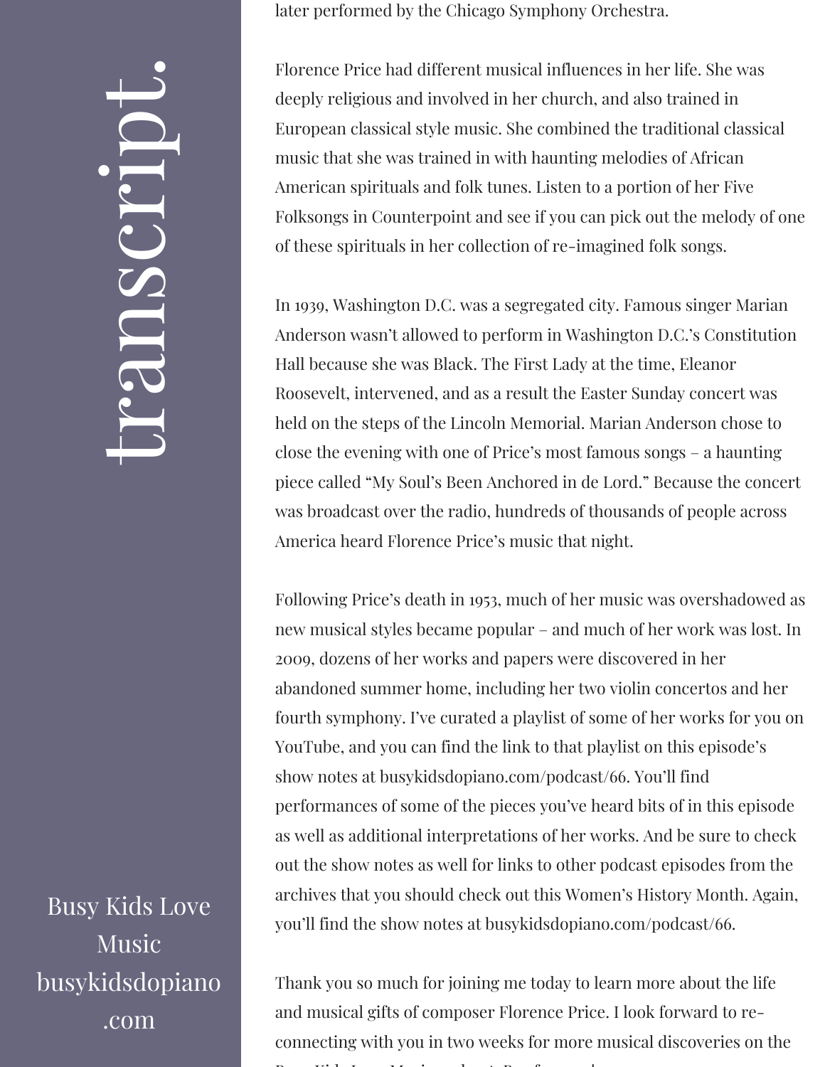later performed by the Chicago Symphony Orchestra.

Florence Price had different musical influences in her life. She was deeply religious and involved in her church, and also trained in European classical style music. She combined the traditional classical music that she was trained in with haunting melodies of African American spirituals and folk tunes. Listen to a portion of her Five Folksongs in Counterpoint and see if you can pick out the melody of one of these spirituals in her collection of re-imagined folk songs.

In 1939, Washington D.C. was a segregated city. Famous singer Marian Anderson wasn't allowed to perform in Washington D.C.'s Constitution Hall because she was Black. The First Lady at the time, Eleanor Roosevelt, intervened, and as a result the Easter Sunday concert was held on the steps of the Lincoln Memorial. Marian Anderson chose to close the evening with one of Price's most famous songs – a haunting piece called "My Soul's Been Anchored in de Lord." Because the concert was broadcast over the radio, hundreds of thousands of people across America heard Florence Price's music that night.

Following Price's death in 1953, much of her music was overshadowed as new musical styles became popular – and much of her work was lost. In 2009, dozens of her works and papers were discovered in her abandoned summer home, including her two violin concertos and her fourth symphony. I've curated a playlist of some of her works for you on YouTube, and you can find the link to that playlist on this episode's show notes at busykidsdopiano.com/podcast/66. You'll find performances of some of the pieces you've heard bits of in this episode as well as additional interpretations of her works. And be sure to check out the show notes as well for links to other podcast episodes from the archives that you should check out this Women's History Month. Again, you'll find the show notes at busykidsdopiano.com/podcast/66.

Thank you so much for joining me today to learn more about the life and musical gifts of composer Florence Price. I look forward to re-connecting with you in two weeks for more musical discoveries on the